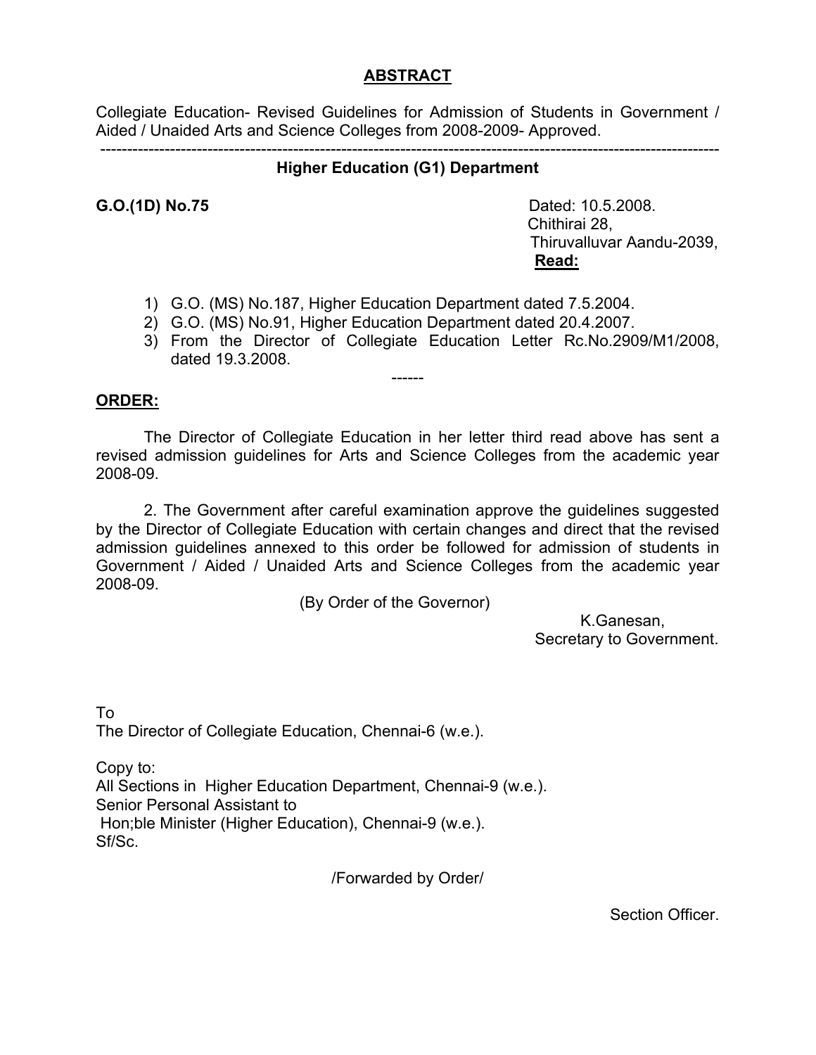## ABSTRACT

Collegiate Education- Revised Guidelines for Admission of Students in Government / Aided / Unaided Arts and Science Colleges from 2008-2009- Approved.

---

### Higher Education (G1) Department

**G.O.(1D) No.75**

Dated: 10.5.2008.
Chithirai 28,
Thiruvalluvar Aandu-2039,

**Read:**

1) G.O. (MS) No.187, Higher Education Department dated 7.5.2004.
2) G.O. (MS) No.91, Higher Education Department dated 20.4.2007.
3) From the Director of Collegiate Education Letter Rc.No.2909/M1/2008, dated 19.3.2008.

------

**ORDER:**

The Director of Collegiate Education in her letter third read above has sent a revised admission guidelines for Arts and Science Colleges from the academic year 2008-09.

2. The Government after careful examination approve the guidelines suggested by the Director of Collegiate Education with certain changes and direct that the revised admission guidelines annexed to this order be followed for admission of students in Government / Aided / Unaided Arts and Science Colleges from the academic year 2008-09.

(By Order of the Governor)

K.Ganesan,
Secretary to Government.

To
The Director of Collegiate Education, Chennai-6 (w.e.).

Copy to:
All Sections in Higher Education Department, Chennai-9 (w.e.).
Senior Personal Assistant to
Hon;ble Minister (Higher Education), Chennai-9 (w.e.).
Sf/Sc.

/Forwarded by Order/

Section Officer.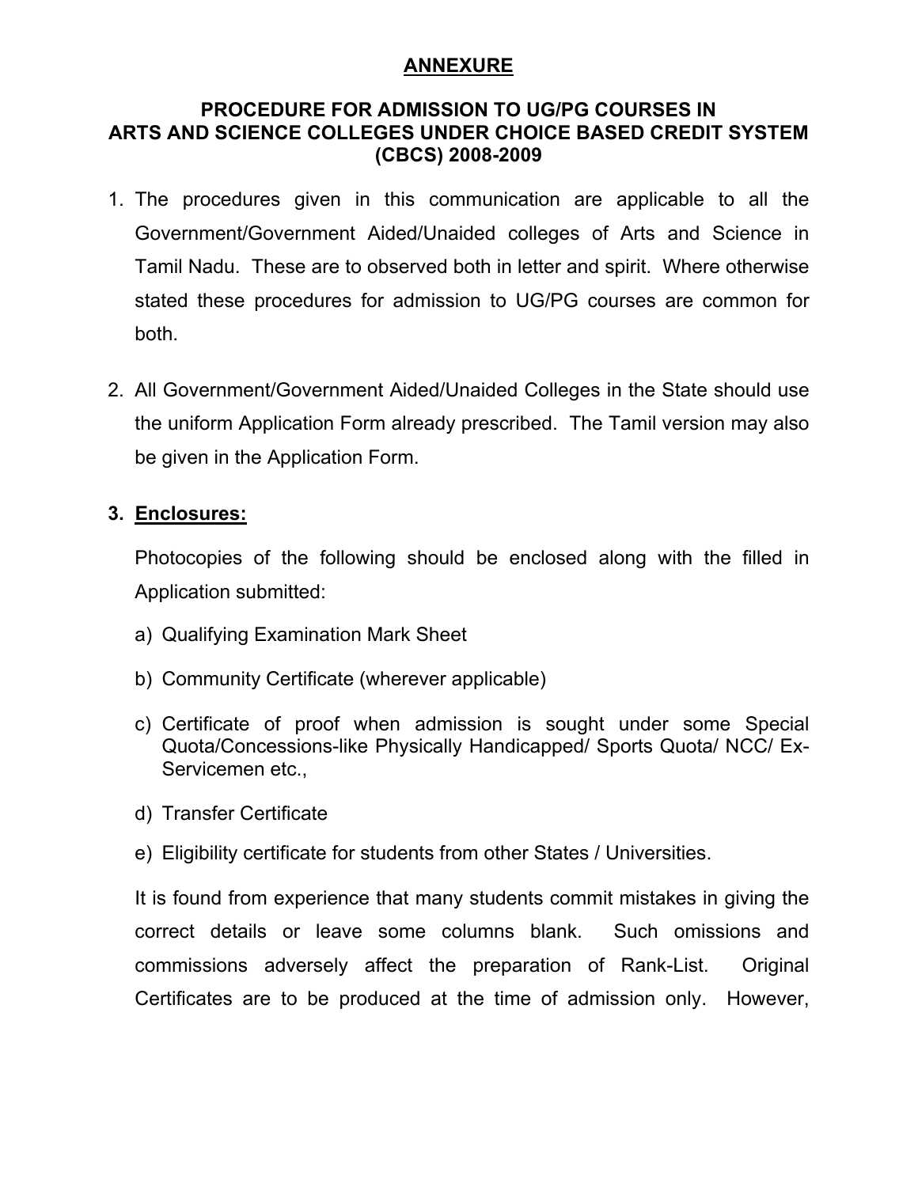# ANNEXURE

## PROCEDURE FOR ADMISSION TO UG/PG COURSES IN ARTS AND SCIENCE COLLEGES UNDER CHOICE BASED CREDIT SYSTEM (CBCS) 2008-2009

1. The procedures given in this communication are applicable to all the Government/Government Aided/Unaided colleges of Arts and Science in Tamil Nadu. These are to observed both in letter and spirit. Where otherwise stated these procedures for admission to UG/PG courses are common for both.

2. All Government/Government Aided/Unaided Colleges in the State should use the uniform Application Form already prescribed. The Tamil version may also be given in the Application Form.

3. **Enclosures:**

   Photocopies of the following should be enclosed along with the filled in Application submitted:

   a) Qualifying Examination Mark Sheet

   b) Community Certificate (wherever applicable)

   c) Certificate of proof when admission is sought under some Special Quota/Concessions-like Physically Handicapped/ Sports Quota/ NCC/ Ex-Servicemen etc.,

   d) Transfer Certificate

   e) Eligibility certificate for students from other States / Universities.

   It is found from experience that many students commit mistakes in giving the correct details or leave some columns blank. Such omissions and commissions adversely affect the preparation of Rank-List. Original Certificates are to be produced at the time of admission only. However,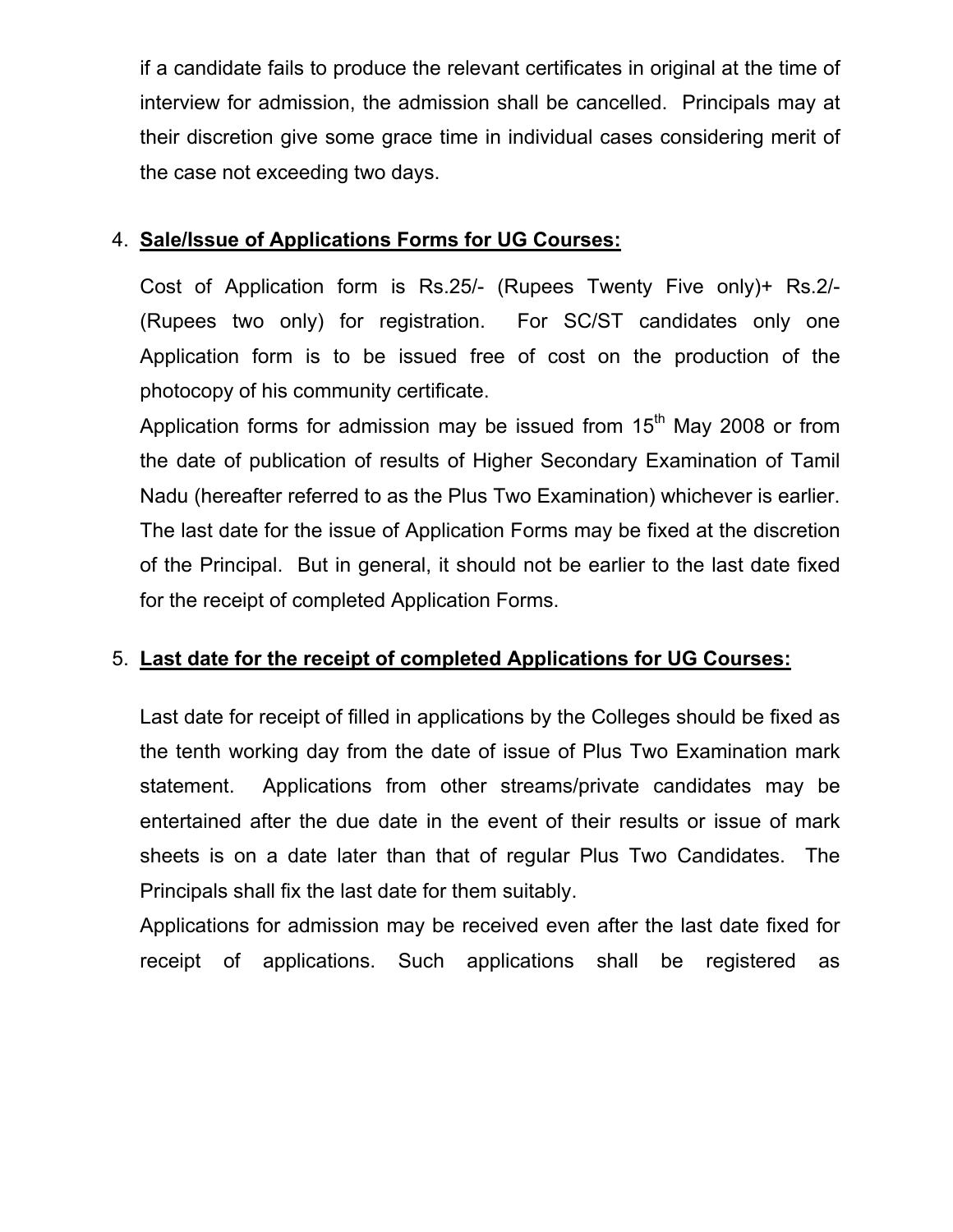if a candidate fails to produce the relevant certificates in original at the time of interview for admission, the admission shall be cancelled. Principals may at their discretion give some grace time in individual cases considering merit of the case not exceeding two days.

4. **Sale/Issue of Applications Forms for UG Courses:**

   Cost of Application form is Rs.25/- (Rupees Twenty Five only)+ Rs.2/- (Rupees two only) for registration. For SC/ST candidates only one Application form is to be issued free of cost on the production of the photocopy of his community certificate.

   Application forms for admission may be issued from 15th May 2008 or from the date of publication of results of Higher Secondary Examination of Tamil Nadu (hereafter referred to as the Plus Two Examination) whichever is earlier. The last date for the issue of Application Forms may be fixed at the discretion of the Principal. But in general, it should not be earlier to the last date fixed for the receipt of completed Application Forms.

5. **Last date for the receipt of completed Applications for UG Courses:**

   Last date for receipt of filled in applications by the Colleges should be fixed as the tenth working day from the date of issue of Plus Two Examination mark statement. Applications from other streams/private candidates may be entertained after the due date in the event of their results or issue of mark sheets is on a date later than that of regular Plus Two Candidates. The Principals shall fix the last date for them suitably.

   Applications for admission may be received even after the last date fixed for receipt of applications. Such applications shall be registered as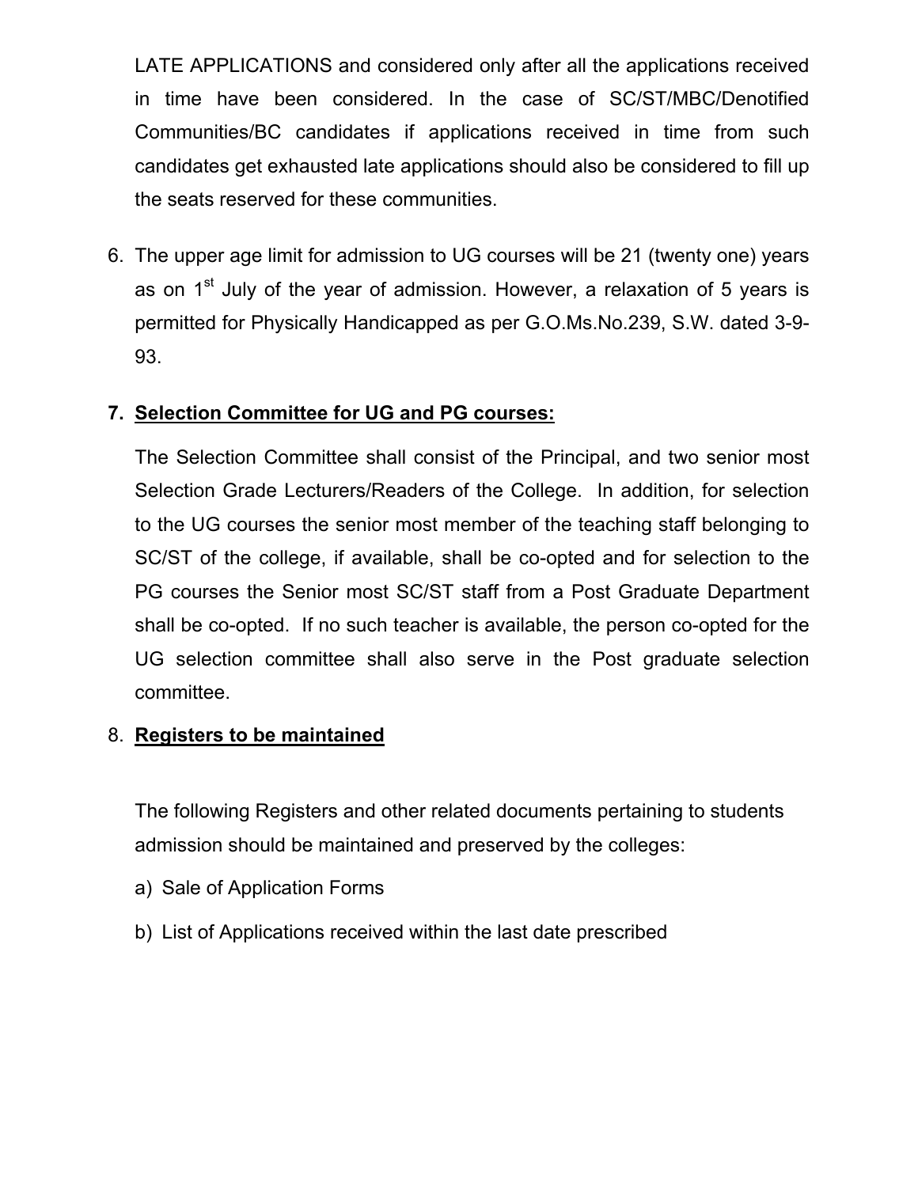LATE APPLICATIONS and considered only after all the applications received in time have been considered. In the case of SC/ST/MBC/Denotified Communities/BC candidates if applications received in time from such candidates get exhausted late applications should also be considered to fill up the seats reserved for these communities.

6. The upper age limit for admission to UG courses will be 21 (twenty one) years as on 1st July of the year of admission. However, a relaxation of 5 years is permitted for Physically Handicapped as per G.O.Ms.No.239, S.W. dated 3-9-93.

7. **Selection Committee for UG and PG courses:**

   The Selection Committee shall consist of the Principal, and two senior most Selection Grade Lecturers/Readers of the College. In addition, for selection to the UG courses the senior most member of the teaching staff belonging to SC/ST of the college, if available, shall be co-opted and for selection to the PG courses the Senior most SC/ST staff from a Post Graduate Department shall be co-opted. If no such teacher is available, the person co-opted for the UG selection committee shall also serve in the Post graduate selection committee.

8. **Registers to be maintained**

   The following Registers and other related documents pertaining to students admission should be maintained and preserved by the colleges:

   a) Sale of Application Forms

   b) List of Applications received within the last date prescribed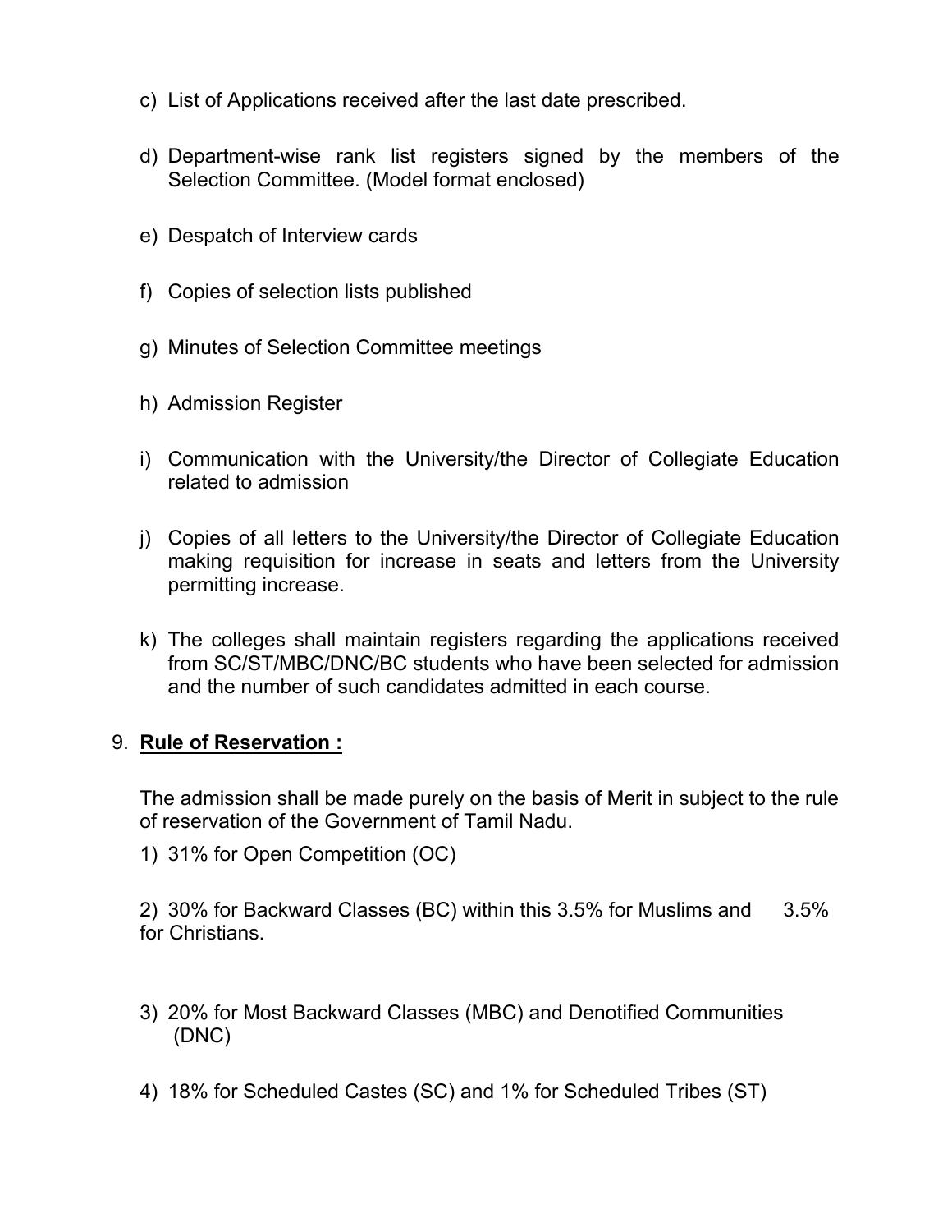c) List of Applications received after the last date prescribed.

d) Department-wise rank list registers signed by the members of the Selection Committee. (Model format enclosed)

e) Despatch of Interview cards

f) Copies of selection lists published

g) Minutes of Selection Committee meetings

h) Admission Register

i) Communication with the University/the Director of Collegiate Education related to admission

j) Copies of all letters to the University/the Director of Collegiate Education making requisition for increase in seats and letters from the University permitting increase.

k) The colleges shall maintain registers regarding the applications received from SC/ST/MBC/DNC/BC students who have been selected for admission and the number of such candidates admitted in each course.

9. **Rule of Reservation :**

The admission shall be made purely on the basis of Merit in subject to the rule of reservation of the Government of Tamil Nadu.

1) 31% for Open Competition (OC)

2) 30% for Backward Classes (BC) within this 3.5% for Muslims and 3.5% for Christians.

3) 20% for Most Backward Classes (MBC) and Denotified Communities (DNC)

4) 18% for Scheduled Castes (SC) and 1% for Scheduled Tribes (ST)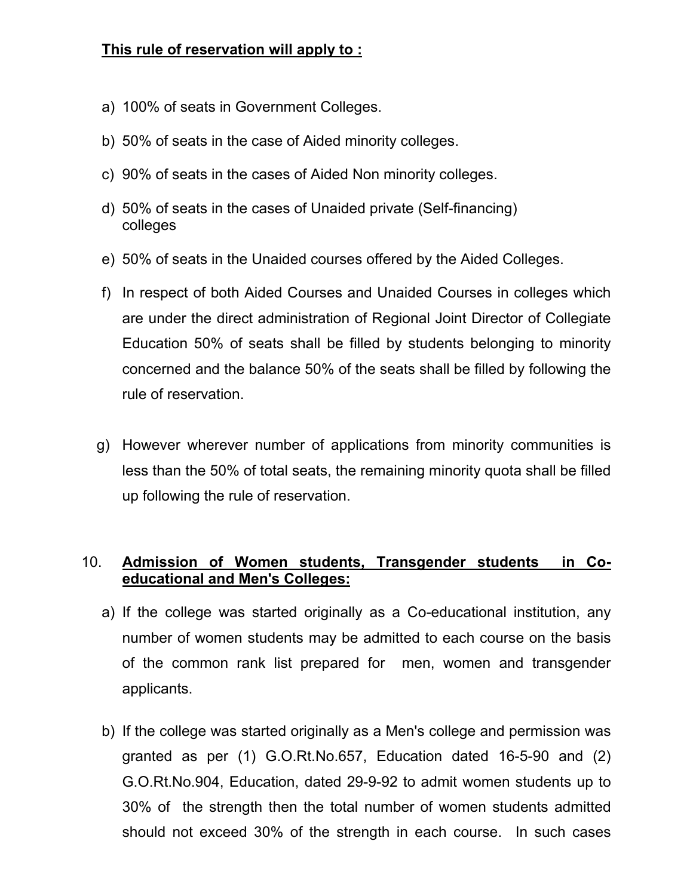**This rule of reservation will apply to :**

a) 100% of seats in Government Colleges.

b) 50% of seats in the case of Aided minority colleges.

c) 90% of seats in the cases of Aided Non minority colleges.

d) 50% of seats in the cases of Unaided private (Self-financing) colleges

e) 50% of seats in the Unaided courses offered by the Aided Colleges.

f) In respect of both Aided Courses and Unaided Courses in colleges which are under the direct administration of Regional Joint Director of Collegiate Education 50% of seats shall be filled by students belonging to minority concerned and the balance 50% of the seats shall be filled by following the rule of reservation.

g) However wherever number of applications from minority communities is less than the 50% of total seats, the remaining minority quota shall be filled up following the rule of reservation.

10. **Admission of Women students, Transgender students in Co-educational and Men's Colleges:**

a) If the college was started originally as a Co-educational institution, any number of women students may be admitted to each course on the basis of the common rank list prepared for men, women and transgender applicants.

b) If the college was started originally as a Men's college and permission was granted as per (1) G.O.Rt.No.657, Education dated 16-5-90 and (2) G.O.Rt.No.904, Education, dated 29-9-92 to admit women students up to 30% of the strength then the total number of women students admitted should not exceed 30% of the strength in each course. In such cases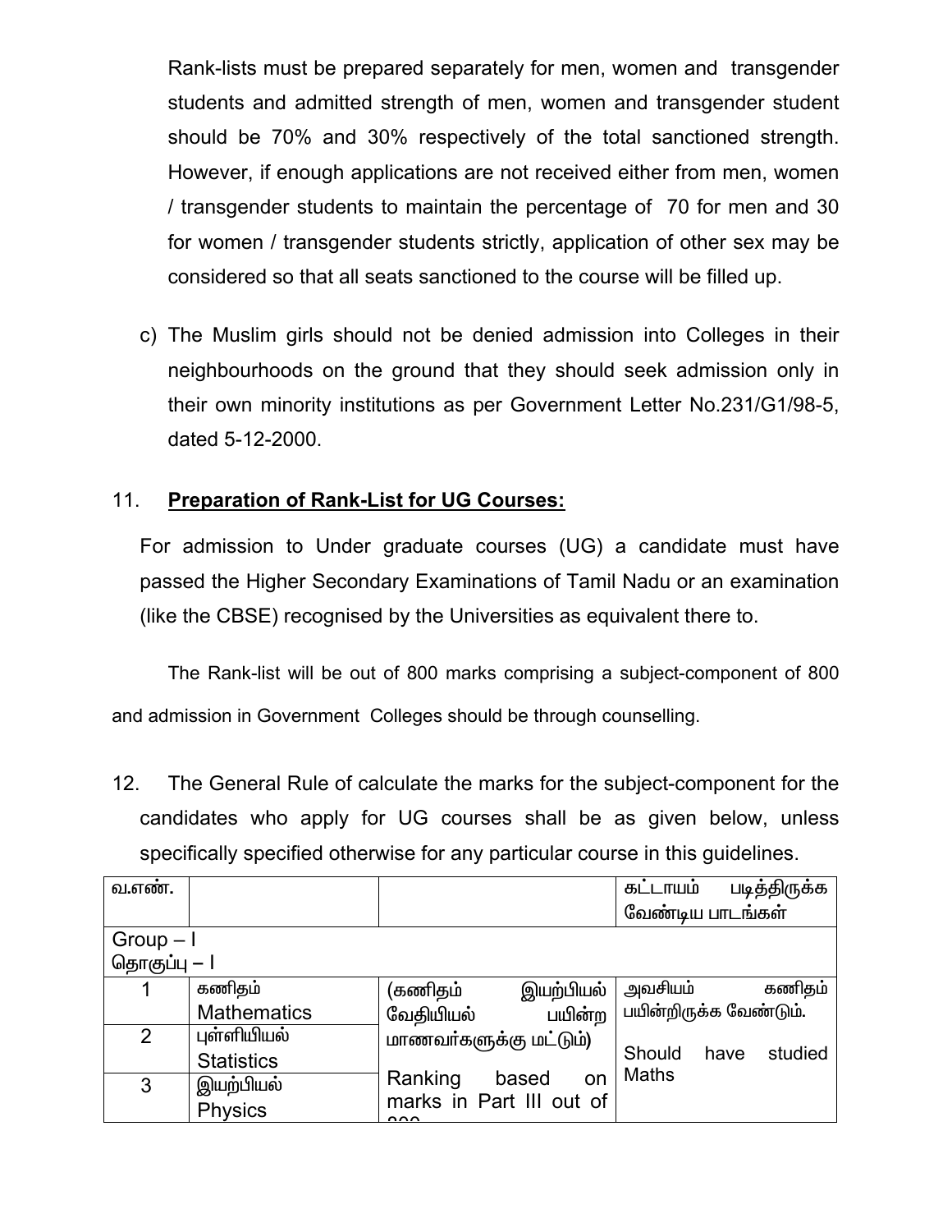Rank-lists must be prepared separately for men, women and transgender students and admitted strength of men, women and transgender student should be 70% and 30% respectively of the total sanctioned strength. However, if enough applications are not received either from men, women / transgender students to maintain the percentage of 70 for men and 30 for women / transgender students strictly, application of other sex may be considered so that all seats sanctioned to the course will be filled up.

c) The Muslim girls should not be denied admission into Colleges in their neighbourhoods on the ground that they should seek admission only in their own minority institutions as per Government Letter No.231/G1/98-5, dated 5-12-2000.

11. **Preparation of Rank-List for UG Courses:**

For admission to Under graduate courses (UG) a candidate must have passed the Higher Secondary Examinations of Tamil Nadu or an examination (like the CBSE) recognised by the Universities as equivalent there to.

The Rank-list will be out of 800 marks comprising a subject-component of 800 and admission in Government Colleges should be through counselling.

12. The General Rule of calculate the marks for the subject-component for the candidates who apply for UG courses shall be as given below, unless specifically specified otherwise for any particular course in this guidelines.

| வ.எண். | | | கட்டாயம் படித்திருக்க வேண்டிய பாடங்கள் |
|---|---|---|---|
| Group – I<br>தொகுப்பு – I | | | |
| 1 | கணிதம்<br>Mathematics | (கணிதம் இயற்பியல் வேதியியல் பயின்ற மாணவர்களுக்கு மட்டும்)<br>Ranking based on marks in Part III out of 800 | அவசியம் கணிதம் பயின்றிருக்க வேண்டும்.<br>Should have studied Maths |
| 2 | புள்ளியியல்<br>Statistics | | |
| 3 | இயற்பியல்<br>Physics | | |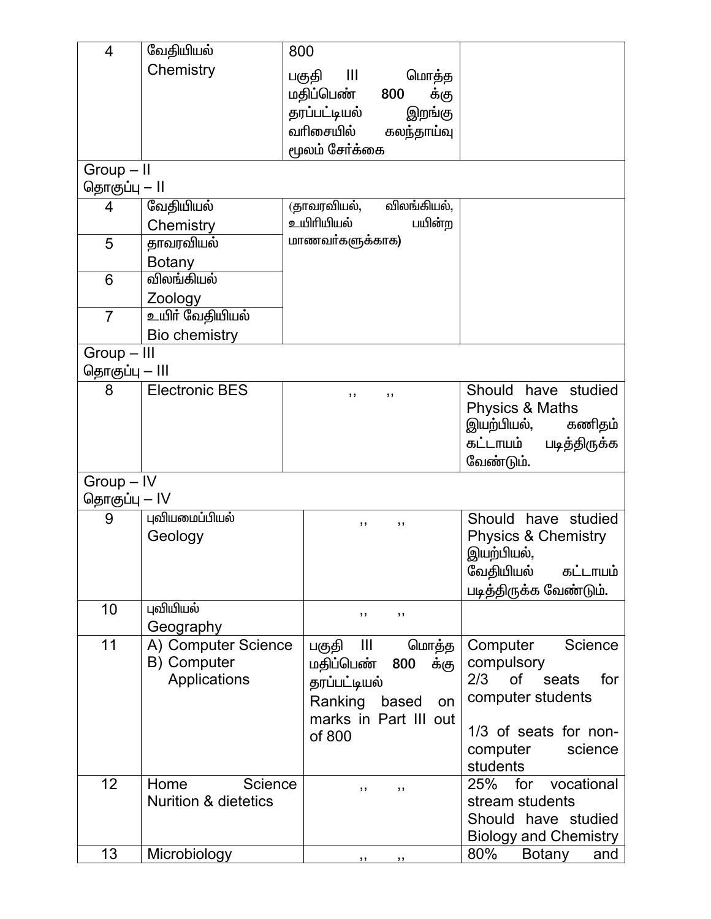| | | | |
|---|---|---|---|
| 4 | வேதியியல் Chemistry | 800 பகுதி III மொத்த மதிப்பெண் **800** க்கு தரப்பட்டியல் இறங்கு வரிசையில் கலந்தாய்வு மூலம் சேர்க்கை | |
| Group – II<br>தொகுப்பு – II | | | |
| 4 | வேதியியல் Chemistry | (தாவரவியல், விலங்கியல், உயிரியியல் பயின்ற மாணவர்களுக்காக) | |
| 5 | தாவரவியல் Botany | | |
| 6 | விலங்கியல் Zoology | | |
| 7 | உயிர் வேதியியல் Bio chemistry | | |
| Group – III<br>தொகுப்பு – III | | | |
| 8 | Electronic BES | ,, ,, | Should have studied Physics & Maths இயற்பியல், கணிதம் கட்டாயம் படித்திருக்க வேண்டும். |
| Group – IV<br>தொகுப்பு – IV | | | |
| 9 | புவியமைப்பியல் Geology | ,, ,, | Should have studied Physics & Chemistry இயற்பியல், வேதியியல் கட்டாயம் படித்திருக்க வேண்டும். |
| 10 | புவியியல் Geography | ,, ,, | |
| 11 | A) Computer Science<br>B) Computer Applications | பகுதி III மொத்த மதிப்பெண் **800** க்கு தரப்பட்டியல்<br>Ranking based on marks in Part III out of 800 | Computer Science compulsory<br>2/3 of seats for computer students<br>1/3 of seats for non-computer science students |
| 12 | Home Science Nurition & dietetics | ,, ,, | 25% for vocational stream students<br>Should have studied Biology and Chemistry |
| 13 | Microbiology | ,, ,, | 80% Botany and |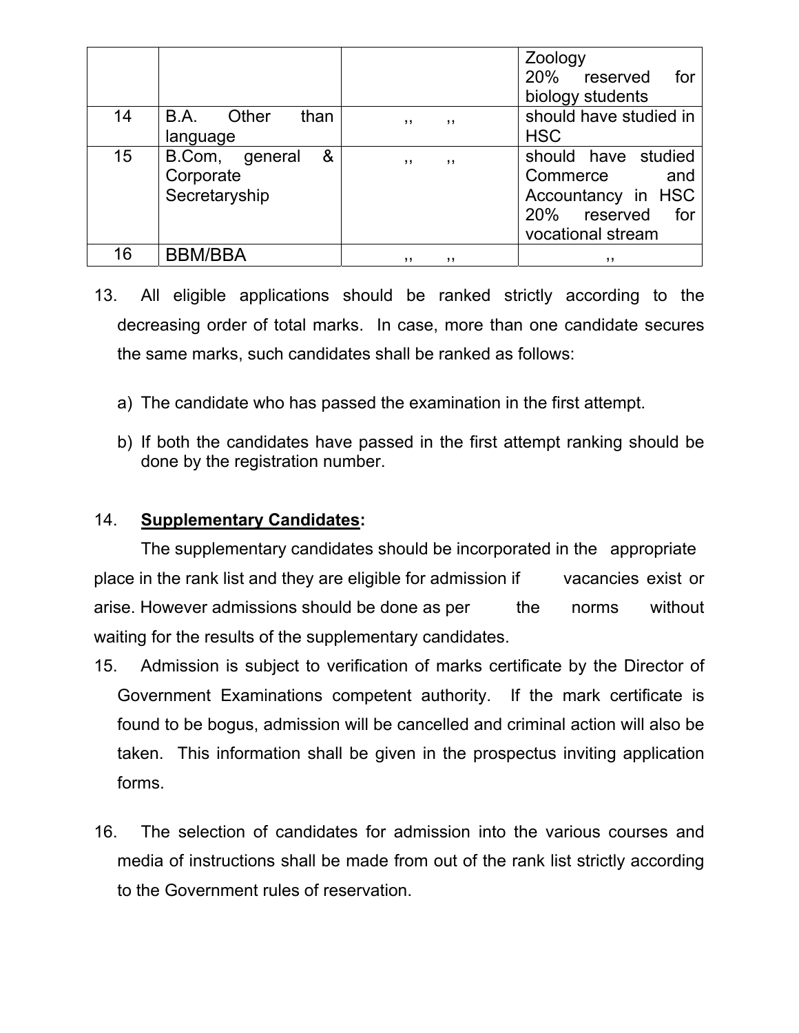| | | | |
|---|---|---|---|
| | | | Zoology<br>20% reserved for biology students |
| 14 | B.A. Other than language | ,, ,, | should have studied in HSC |
| 15 | B.Com, general & Corporate Secretaryship | ,, ,, | should have studied Commerce and Accountancy in HSC<br>20% reserved for vocational stream |
| 16 | BBM/BBA | ,, ,, | ,, |

13. All eligible applications should be ranked strictly according to the decreasing order of total marks. In case, more than one candidate secures the same marks, such candidates shall be ranked as follows:

    a) The candidate who has passed the examination in the first attempt.

    b) If both the candidates have passed in the first attempt ranking should be done by the registration number.

14. **Supplementary Candidates:**

    The supplementary candidates should be incorporated in the appropriate place in the rank list and they are eligible for admission if vacancies exist or arise. However admissions should be done as per the norms without waiting for the results of the supplementary candidates.

15. Admission is subject to verification of marks certificate by the Director of Government Examinations competent authority. If the mark certificate is found to be bogus, admission will be cancelled and criminal action will also be taken. This information shall be given in the prospectus inviting application forms.

16. The selection of candidates for admission into the various courses and media of instructions shall be made from out of the rank list strictly according to the Government rules of reservation.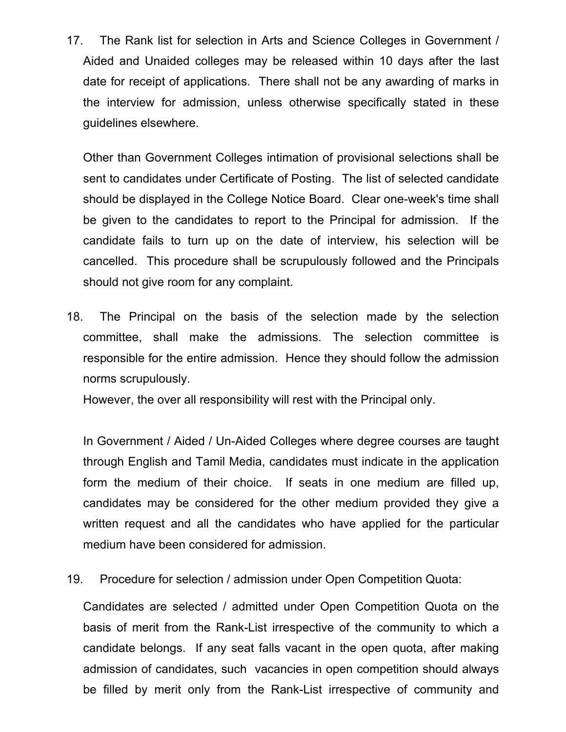17. The Rank list for selection in Arts and Science Colleges in Government / Aided and Unaided colleges may be released within 10 days after the last date for receipt of applications. There shall not be any awarding of marks in the interview for admission, unless otherwise specifically stated in these guidelines elsewhere.

    Other than Government Colleges intimation of provisional selections shall be sent to candidates under Certificate of Posting. The list of selected candidate should be displayed in the College Notice Board. Clear one-week's time shall be given to the candidates to report to the Principal for admission. If the candidate fails to turn up on the date of interview, his selection will be cancelled. This procedure shall be scrupulously followed and the Principals should not give room for any complaint.

18. The Principal on the basis of the selection made by the selection committee, shall make the admissions. The selection committee is responsible for the entire admission. Hence they should follow the admission norms scrupulously.
    However, the over all responsibility will rest with the Principal only.

    In Government / Aided / Un-Aided Colleges where degree courses are taught through English and Tamil Media, candidates must indicate in the application form the medium of their choice. If seats in one medium are filled up, candidates may be considered for the other medium provided they give a written request and all the candidates who have applied for the particular medium have been considered for admission.

19. Procedure for selection / admission under Open Competition Quota:

    Candidates are selected / admitted under Open Competition Quota on the basis of merit from the Rank-List irrespective of the community to which a candidate belongs. If any seat falls vacant in the open quota, after making admission of candidates, such vacancies in open competition should always be filled by merit only from the Rank-List irrespective of community and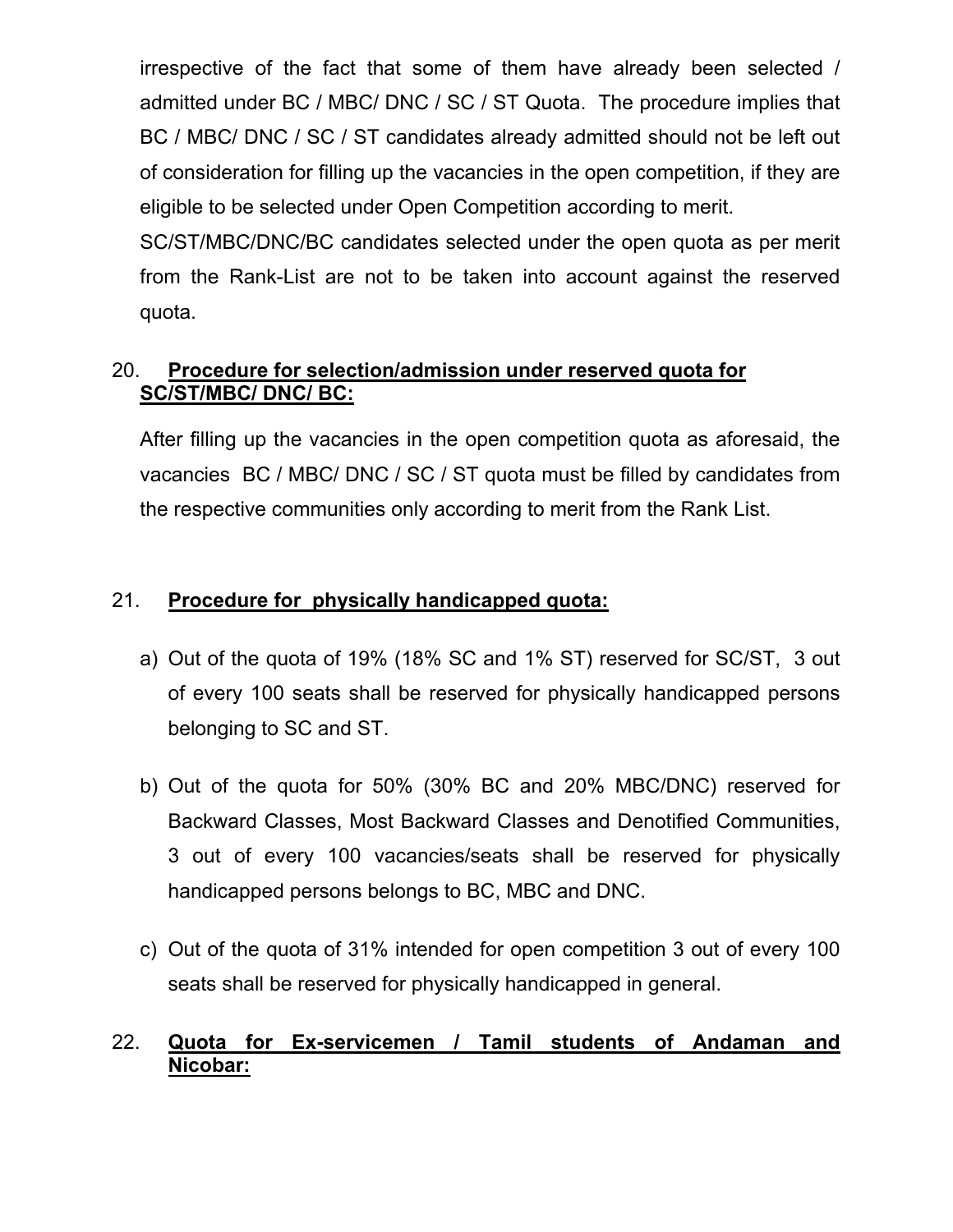irrespective of the fact that some of them have already been selected / admitted under BC / MBC/ DNC / SC / ST Quota. The procedure implies that BC / MBC/ DNC / SC / ST candidates already admitted should not be left out of consideration for filling up the vacancies in the open competition, if they are eligible to be selected under Open Competition according to merit.

SC/ST/MBC/DNC/BC candidates selected under the open quota as per merit from the Rank-List are not to be taken into account against the reserved quota.

20. **Procedure for selection/admission under reserved quota for SC/ST/MBC/ DNC/ BC:**

After filling up the vacancies in the open competition quota as aforesaid, the vacancies BC / MBC/ DNC / SC / ST quota must be filled by candidates from the respective communities only according to merit from the Rank List.

21. **Procedure for physically handicapped quota:**

a) Out of the quota of 19% (18% SC and 1% ST) reserved for SC/ST, 3 out of every 100 seats shall be reserved for physically handicapped persons belonging to SC and ST.

b) Out of the quota for 50% (30% BC and 20% MBC/DNC) reserved for Backward Classes, Most Backward Classes and Denotified Communities, 3 out of every 100 vacancies/seats shall be reserved for physically handicapped persons belongs to BC, MBC and DNC.

c) Out of the quota of 31% intended for open competition 3 out of every 100 seats shall be reserved for physically handicapped in general.

22. **Quota for Ex-servicemen / Tamil students of Andaman and Nicobar:**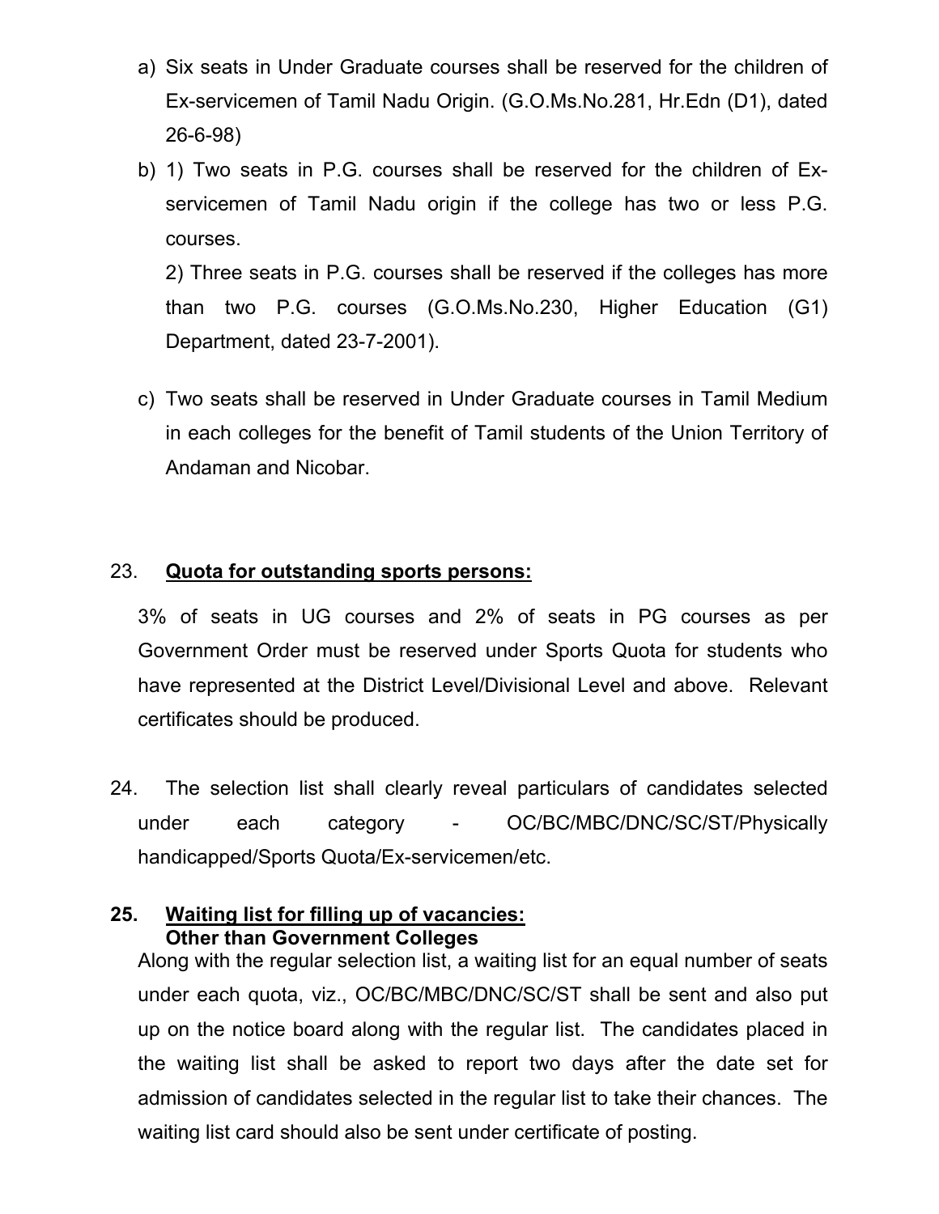a) Six seats in Under Graduate courses shall be reserved for the children of Ex-servicemen of Tamil Nadu Origin. (G.O.Ms.No.281, Hr.Edn (D1), dated 26-6-98)

b) 1) Two seats in P.G. courses shall be reserved for the children of Ex-servicemen of Tamil Nadu origin if the college has two or less P.G. courses.

   2) Three seats in P.G. courses shall be reserved if the colleges has more than two P.G. courses (G.O.Ms.No.230, Higher Education (G1) Department, dated 23-7-2001).

c) Two seats shall be reserved in Under Graduate courses in Tamil Medium in each colleges for the benefit of Tamil students of the Union Territory of Andaman and Nicobar.

23. **Quota for outstanding sports persons:**

3% of seats in UG courses and 2% of seats in PG courses as per Government Order must be reserved under Sports Quota for students who have represented at the District Level/Divisional Level and above. Relevant certificates should be produced.

24. The selection list shall clearly reveal particulars of candidates selected under each category - OC/BC/MBC/DNC/SC/ST/Physically handicapped/Sports Quota/Ex-servicemen/etc.

**25. Waiting list for filling up of vacancies:**
**Other than Government Colleges**

Along with the regular selection list, a waiting list for an equal number of seats under each quota, viz., OC/BC/MBC/DNC/SC/ST shall be sent and also put up on the notice board along with the regular list. The candidates placed in the waiting list shall be asked to report two days after the date set for admission of candidates selected in the regular list to take their chances. The waiting list card should also be sent under certificate of posting.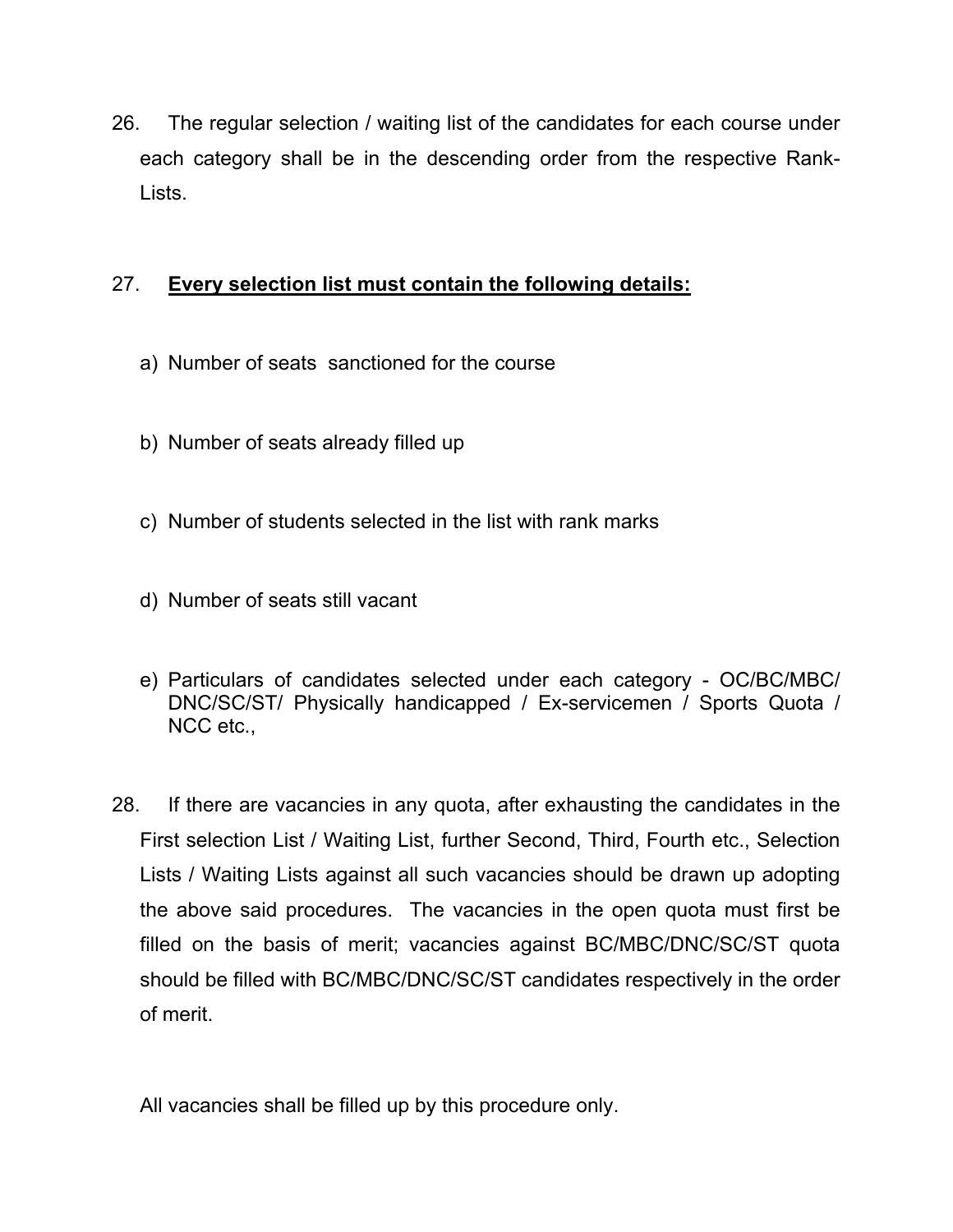26. The regular selection / waiting list of the candidates for each course under each category shall be in the descending order from the respective Rank-Lists.

27. **<u>Every selection list must contain the following details:</u>**

   a) Number of seats sanctioned for the course

   b) Number of seats already filled up

   c) Number of students selected in the list with rank marks

   d) Number of seats still vacant

   e) Particulars of candidates selected under each category - OC/BC/MBC/ DNC/SC/ST/ Physically handicapped / Ex-servicemen / Sports Quota / NCC etc.,

28. If there are vacancies in any quota, after exhausting the candidates in the First selection List / Waiting List, further Second, Third, Fourth etc., Selection Lists / Waiting Lists against all such vacancies should be drawn up adopting the above said procedures. The vacancies in the open quota must first be filled on the basis of merit; vacancies against BC/MBC/DNC/SC/ST quota should be filled with BC/MBC/DNC/SC/ST candidates respectively in the order of merit.

   All vacancies shall be filled up by this procedure only.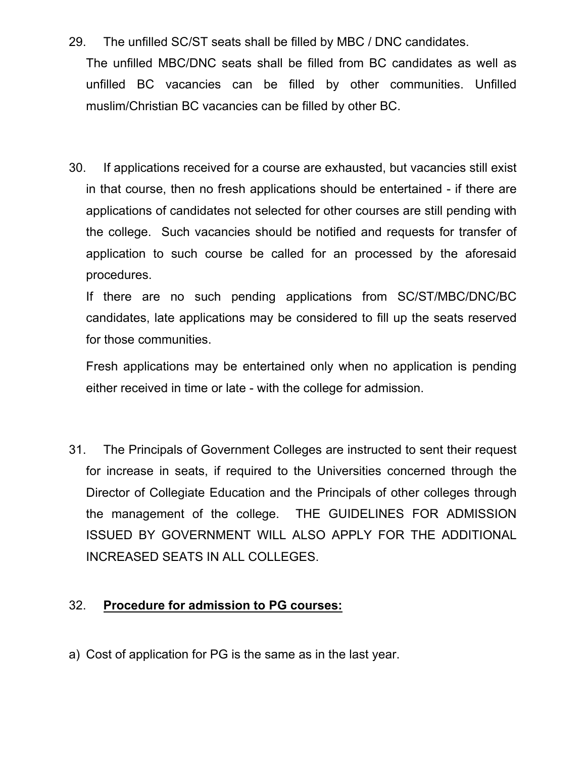29. The unfilled SC/ST seats shall be filled by MBC / DNC candidates.

The unfilled MBC/DNC seats shall be filled from BC candidates as well as unfilled BC vacancies can be filled by other communities. Unfilled muslim/Christian BC vacancies can be filled by other BC.

30. If applications received for a course are exhausted, but vacancies still exist in that course, then no fresh applications should be entertained - if there are applications of candidates not selected for other courses are still pending with the college. Such vacancies should be notified and requests for transfer of application to such course be called for an processed by the aforesaid procedures.

If there are no such pending applications from SC/ST/MBC/DNC/BC candidates, late applications may be considered to fill up the seats reserved for those communities.

Fresh applications may be entertained only when no application is pending either received in time or late - with the college for admission.

31. The Principals of Government Colleges are instructed to sent their request for increase in seats, if required to the Universities concerned through the Director of Collegiate Education and the Principals of other colleges through the management of the college. THE GUIDELINES FOR ADMISSION ISSUED BY GOVERNMENT WILL ALSO APPLY FOR THE ADDITIONAL INCREASED SEATS IN ALL COLLEGES.

32. **<u>Procedure for admission to PG courses:</u>**

a) Cost of application for PG is the same as in the last year.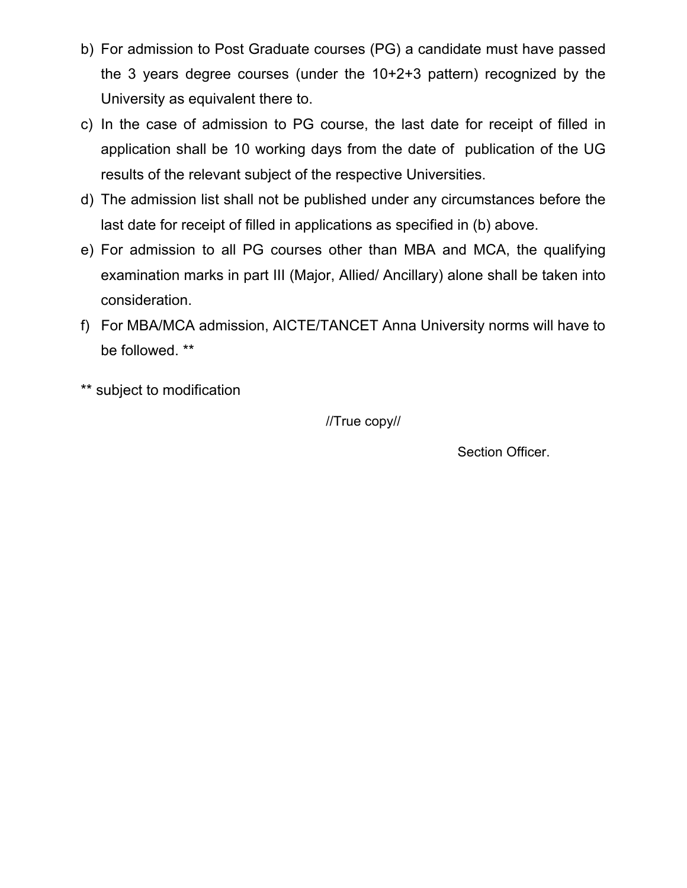b) For admission to Post Graduate courses (PG) a candidate must have passed the 3 years degree courses (under the 10+2+3 pattern) recognized by the University as equivalent there to.

c) In the case of admission to PG course, the last date for receipt of filled in application shall be 10 working days from the date of publication of the UG results of the relevant subject of the respective Universities.

d) The admission list shall not be published under any circumstances before the last date for receipt of filled in applications as specified in (b) above.

e) For admission to all PG courses other than MBA and MCA, the qualifying examination marks in part III (Major, Allied/ Ancillary) alone shall be taken into consideration.

f) For MBA/MCA admission, AICTE/TANCET Anna University norms will have to be followed. **

** subject to modification

//True copy//

Section Officer.